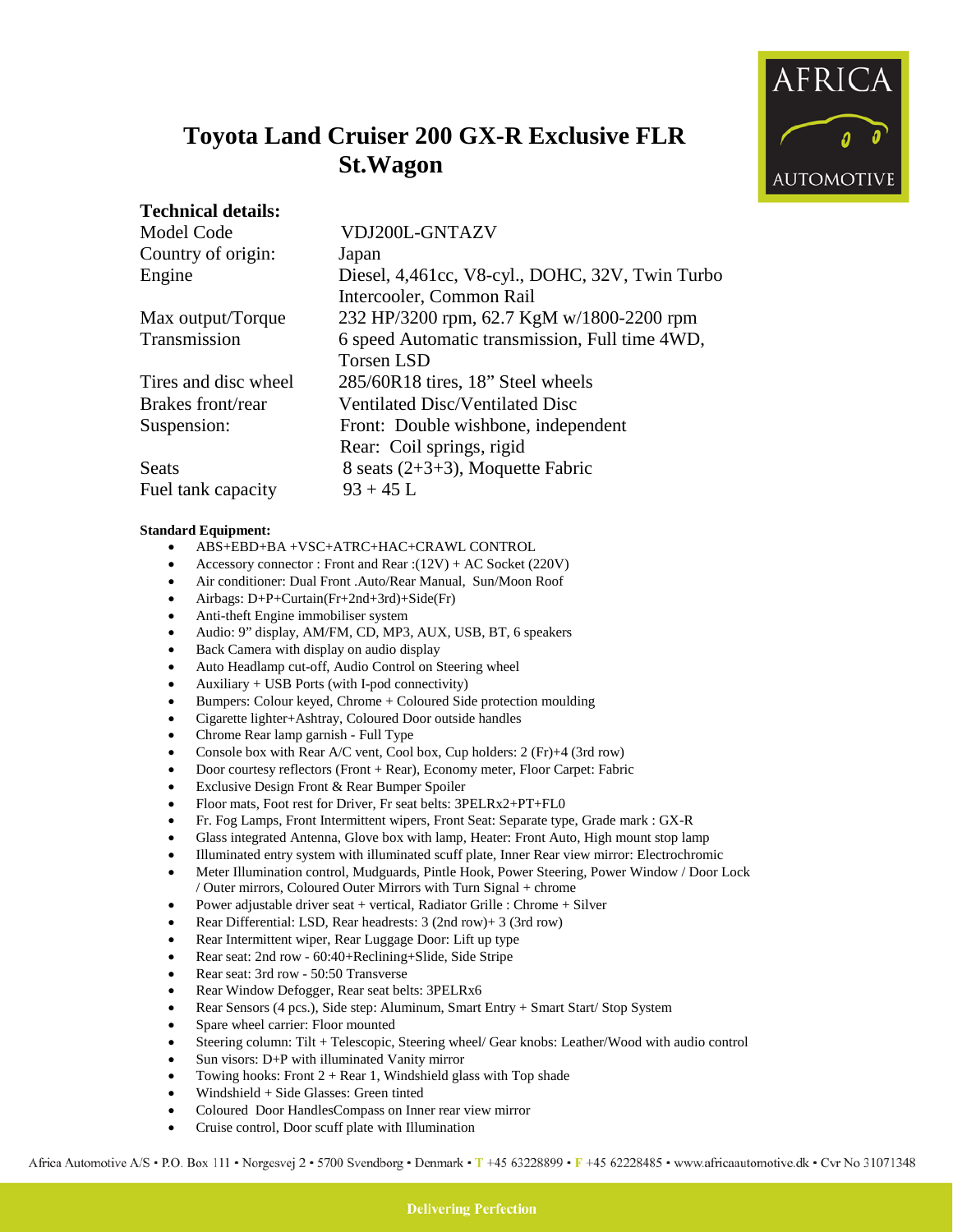# Toyota Land Cruiser 200 GX-R Exclusive FLR St.Wagon

**Technical details:**

| | |
|---|---|
| Model Code | VDJ200L-GNTAZV |
| Country of origin: | Japan |
| Engine | Diesel, 4,461cc, V8-cyl., DOHC, 32V, Twin Turbo Intercooler, Common Rail |
| Max output/Torque | 232 HP/3200 rpm, 62.7 KgM w/1800-2200 rpm |
| Transmission | 6 speed Automatic transmission, Full time 4WD, Torsen LSD |
| Tires and disc wheel | 285/60R18 tires, 18" Steel wheels |
| Brakes front/rear | Ventilated Disc/Ventilated Disc |
| Suspension: | Front: Double wishbone, independent<br>Rear: Coil springs, rigid |
| Seats | 8 seats (2+3+3), Moquette Fabric |
| Fuel tank capacity | 93 + 45 L |

**Standard Equipment:**

- ABS+EBD+BA +VSC+ATRC+HAC+CRAWL CONTROL
- Accessory connector : Front and Rear :(12V) + AC Socket (220V)
- Air conditioner: Dual Front .Auto/Rear Manual, Sun/Moon Roof
- Airbags: D+P+Curtain(Fr+2nd+3rd)+Side(Fr)
- Anti-theft Engine immobiliser system
- Audio: 9" display, AM/FM, CD, MP3, AUX, USB, BT, 6 speakers
- Back Camera with display on audio display
- Auto Headlamp cut-off, Audio Control on Steering wheel
- Auxiliary + USB Ports (with I-pod connectivity)
- Bumpers: Colour keyed, Chrome + Coloured Side protection moulding
- Cigarette lighter+Ashtray, Coloured Door outside handles
- Chrome Rear lamp garnish - Full Type
- Console box with Rear A/C vent, Cool box, Cup holders: 2 (Fr)+4 (3rd row)
- Door courtesy reflectors (Front + Rear), Economy meter, Floor Carpet: Fabric
- Exclusive Design Front & Rear Bumper Spoiler
- Floor mats, Foot rest for Driver, Fr seat belts: 3PELRx2+PT+FL0
- Fr. Fog Lamps, Front Intermittent wipers, Front Seat: Separate type, Grade mark : GX-R
- Glass integrated Antenna, Glove box with lamp, Heater: Front Auto, High mount stop lamp
- Illuminated entry system with illuminated scuff plate, Inner Rear view mirror: Electrochromic
- Meter Illumination control, Mudguards, Pintle Hook, Power Steering, Power Window / Door Lock / Outer mirrors, Coloured Outer Mirrors with Turn Signal + chrome
- Power adjustable driver seat + vertical, Radiator Grille : Chrome + Silver
- Rear Differential: LSD, Rear headrests: 3 (2nd row)+ 3 (3rd row)
- Rear Intermittent wiper, Rear Luggage Door: Lift up type
- Rear seat: 2nd row - 60:40+Reclining+Slide, Side Stripe
- Rear seat: 3rd row - 50:50 Transverse
- Rear Window Defogger, Rear seat belts: 3PELRx6
- Rear Sensors (4 pcs.), Side step: Aluminum, Smart Entry + Smart Start/ Stop System
- Spare wheel carrier: Floor mounted
- Steering column: Tilt + Telescopic, Steering wheel/ Gear knobs: Leather/Wood with audio control
- Sun visors: D+P with illuminated Vanity mirror
- Towing hooks: Front 2 + Rear 1, Windshield glass with Top shade
- Windshield + Side Glasses: Green tinted
- Coloured Door HandlesCompass on Inner rear view mirror
- Cruise control, Door scuff plate with Illumination

Africa Automotive A/S • P.O. Box 111 • Norgesvej 2 • 5700 Svendborg • Denmark • T +45 63228899 • F +45 62228485 • www.africaautomotive.dk • Cvr No 31071348

Delivering Perfection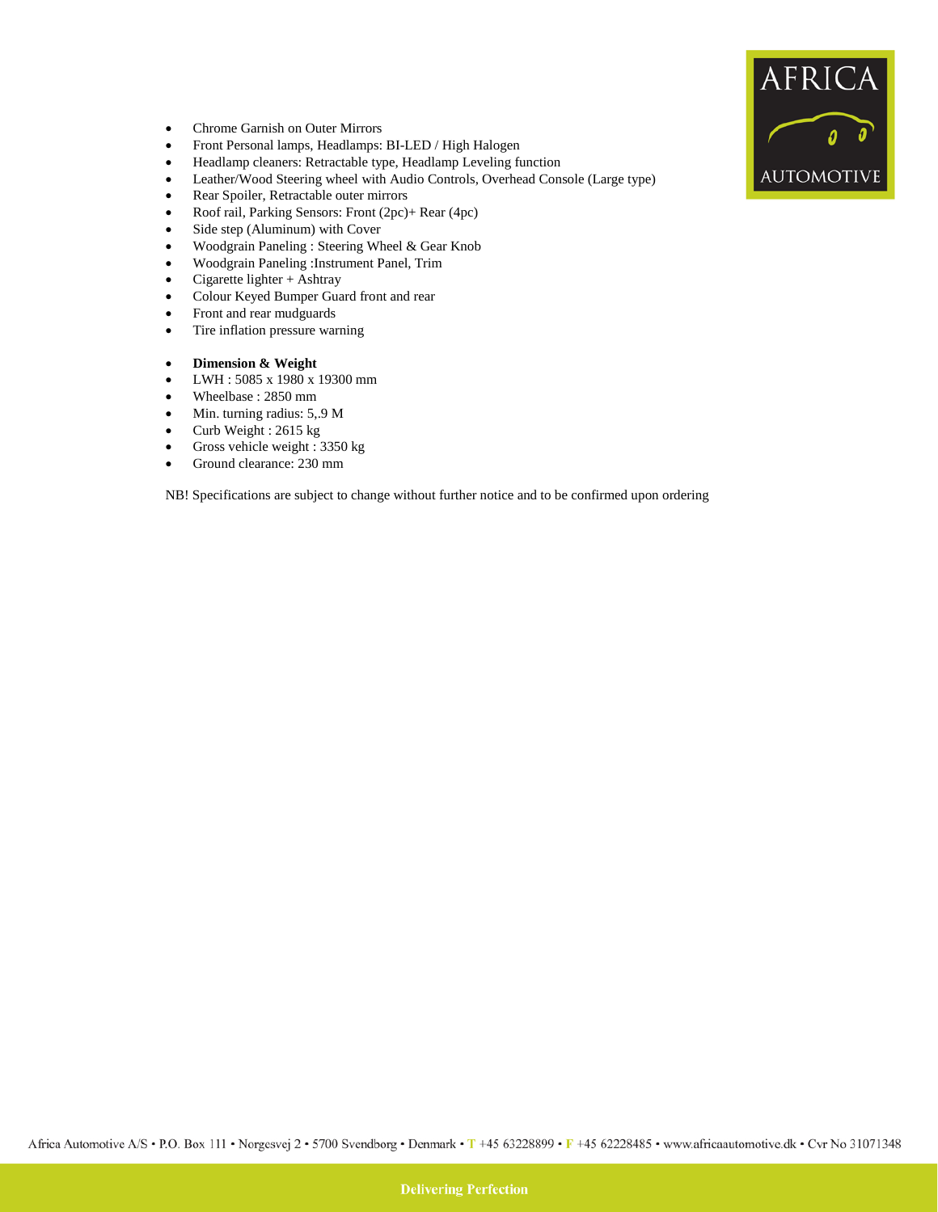- Chrome Garnish on Outer Mirrors
- Front Personal lamps, Headlamps: BI-LED / High Halogen
- Headlamp cleaners: Retractable type, Headlamp Leveling function
- Leather/Wood Steering wheel with Audio Controls, Overhead Console (Large type)
- Rear Spoiler, Retractable outer mirrors
- Roof rail, Parking Sensors: Front (2pc)+ Rear (4pc)
- Side step (Aluminum) with Cover
- Woodgrain Paneling : Steering Wheel & Gear Knob
- Woodgrain Paneling :Instrument Panel, Trim
- Cigarette lighter + Ashtray
- Colour Keyed Bumper Guard front and rear
- Front and rear mudguards
- Tire inflation pressure warning

- **Dimension & Weight**
- LWH : 5085 x 1980 x 19300 mm
- Wheelbase : 2850 mm
- Min. turning radius: 5,.9 M
- Curb Weight : 2615 kg
- Gross vehicle weight : 3350 kg
- Ground clearance: 230 mm

NB! Specifications are subject to change without further notice and to be confirmed upon ordering